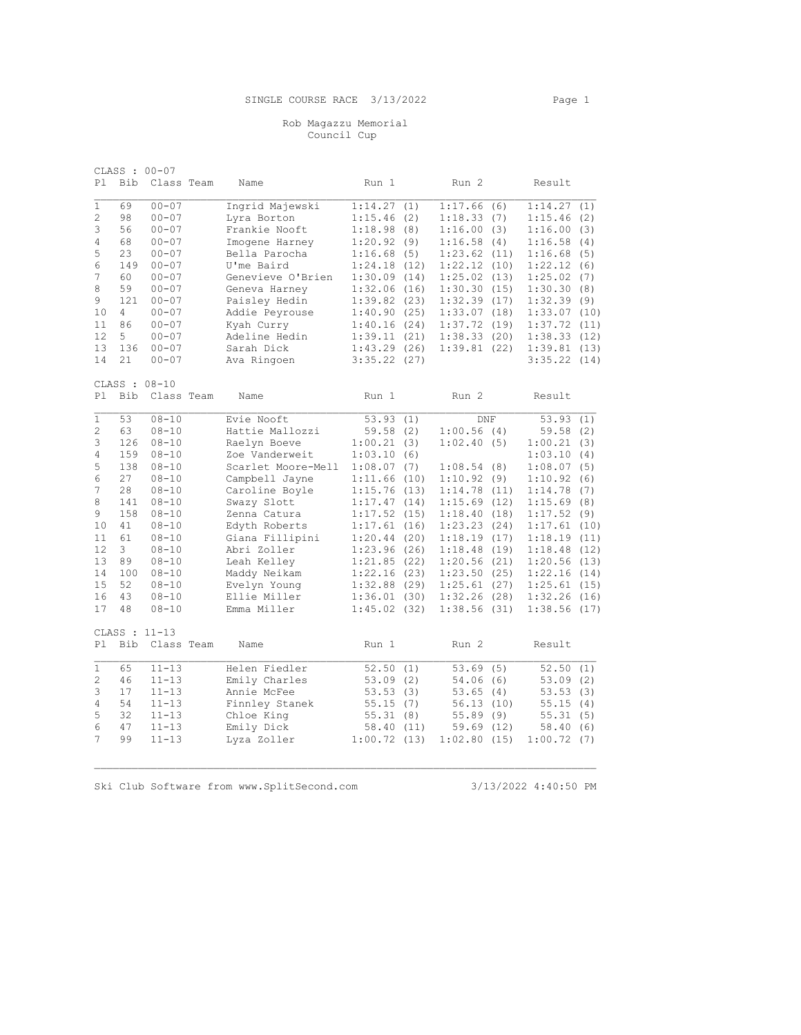# SINGLE COURSE RACE 3/13/2022

## Rob Magazzu Memorial
## Council Cup

CLASS : 00-07

| Pl | Bib | Class | Team | Name | Run 1 | Run 2 | Result |
|---|---|---|---|---|---|---|---|
| 1 | 69 | 00-07 | | Ingrid Majewski | 1:14.27 (1) | 1:17.66 (6) | 1:14.27 (1) |
| 2 | 98 | 00-07 | | Lyra Borton | 1:15.46 (2) | 1:18.33 (7) | 1:15.46 (2) |
| 3 | 56 | 00-07 | | Frankie Nooft | 1:18.98 (8) | 1:16.00 (3) | 1:16.00 (3) |
| 4 | 68 | 00-07 | | Imogene Harney | 1:20.92 (9) | 1:16.58 (4) | 1:16.58 (4) |
| 5 | 23 | 00-07 | | Bella Parocha | 1:16.68 (5) | 1:23.62 (11) | 1:16.68 (5) |
| 6 | 149 | 00-07 | | U'me Baird | 1:24.18 (12) | 1:22.12 (10) | 1:22.12 (6) |
| 7 | 60 | 00-07 | | Genevieve O'Brien | 1:30.09 (14) | 1:25.02 (13) | 1:25.02 (7) |
| 8 | 59 | 00-07 | | Geneva Harney | 1:32.06 (16) | 1:30.30 (15) | 1:30.30 (8) |
| 9 | 121 | 00-07 | | Paisley Hedin | 1:39.82 (23) | 1:32.39 (17) | 1:32.39 (9) |
| 10 | 4 | 00-07 | | Addie Peyrouse | 1:40.90 (25) | 1:33.07 (18) | 1:33.07 (10) |
| 11 | 86 | 00-07 | | Kyah Curry | 1:40.16 (24) | 1:37.72 (19) | 1:37.72 (11) |
| 12 | 5 | 00-07 | | Adeline Hedin | 1:39.11 (21) | 1:38.33 (20) | 1:38.33 (12) |
| 13 | 136 | 00-07 | | Sarah Dick | 1:43.29 (26) | 1:39.81 (22) | 1:39.81 (13) |
| 14 | 21 | 00-07 | | Ava Ringoen | 3:35.22 (27) | | 3:35.22 (14) |

CLASS : 08-10

| Pl | Bib | Class | Team | Name | Run 1 | Run 2 | Result |
|---|---|---|---|---|---|---|---|
| 1 | 53 | 08-10 | | Evie Nooft | 53.93 (1) | DNF | 53.93 (1) |
| 2 | 63 | 08-10 | | Hattie Mallozzi | 59.58 (2) | 1:00.56 (4) | 59.58 (2) |
| 3 | 126 | 08-10 | | Raelyn Boeve | 1:00.21 (3) | 1:02.40 (5) | 1:00.21 (3) |
| 4 | 159 | 08-10 | | Zoe Vanderweit | 1:03.10 (6) | | 1:03.10 (4) |
| 5 | 138 | 08-10 | | Scarlet Moore-Mell | 1:08.07 (7) | 1:08.54 (8) | 1:08.07 (5) |
| 6 | 27 | 08-10 | | Campbell Jayne | 1:11.66 (10) | 1:10.92 (9) | 1:10.92 (6) |
| 7 | 28 | 08-10 | | Caroline Boyle | 1:15.76 (13) | 1:14.78 (11) | 1:14.78 (7) |
| 8 | 141 | 08-10 | | Swazy Slott | 1:17.47 (14) | 1:15.69 (12) | 1:15.69 (8) |
| 9 | 158 | 08-10 | | Zenna Catura | 1:17.52 (15) | 1:18.40 (18) | 1:17.52 (9) |
| 10 | 41 | 08-10 | | Edyth Roberts | 1:17.61 (16) | 1:23.23 (24) | 1:17.61 (10) |
| 11 | 61 | 08-10 | | Giana Fillipini | 1:20.44 (20) | 1:18.19 (17) | 1:18.19 (11) |
| 12 | 3 | 08-10 | | Abri Zoller | 1:23.96 (26) | 1:18.48 (19) | 1:18.48 (12) |
| 13 | 89 | 08-10 | | Leah Kelley | 1:21.85 (22) | 1:20.56 (21) | 1:20.56 (13) |
| 14 | 100 | 08-10 | | Maddy Neikam | 1:22.16 (23) | 1:23.50 (25) | 1:22.16 (14) |
| 15 | 52 | 08-10 | | Evelyn Young | 1:32.88 (29) | 1:25.61 (27) | 1:25.61 (15) |
| 16 | 43 | 08-10 | | Ellie Miller | 1:36.01 (30) | 1:32.26 (28) | 1:32.26 (16) |
| 17 | 48 | 08-10 | | Emma Miller | 1:45.02 (32) | 1:38.56 (31) | 1:38.56 (17) |

CLASS : 11-13

| Pl | Bib | Class | Team | Name | Run 1 | Run 2 | Result |
|---|---|---|---|---|---|---|---|
| 1 | 65 | 11-13 | | Helen Fiedler | 52.50 (1) | 53.69 (5) | 52.50 (1) |
| 2 | 46 | 11-13 | | Emily Charles | 53.09 (2) | 54.06 (6) | 53.09 (2) |
| 3 | 17 | 11-13 | | Annie McFee | 53.53 (3) | 53.65 (4) | 53.53 (3) |
| 4 | 54 | 11-13 | | Finnley Stanek | 55.15 (7) | 56.13 (10) | 55.15 (4) |
| 5 | 32 | 11-13 | | Chloe King | 55.31 (8) | 55.89 (9) | 55.31 (5) |
| 6 | 47 | 11-13 | | Emily Dick | 58.40 (11) | 59.69 (12) | 58.40 (6) |
| 7 | 99 | 11-13 | | Lyza Zoller | 1:00.72 (13) | 1:02.80 (15) | 1:00.72 (7) |

Ski Club Software from www.SplitSecond.com 3/13/2022 4:40:50 PM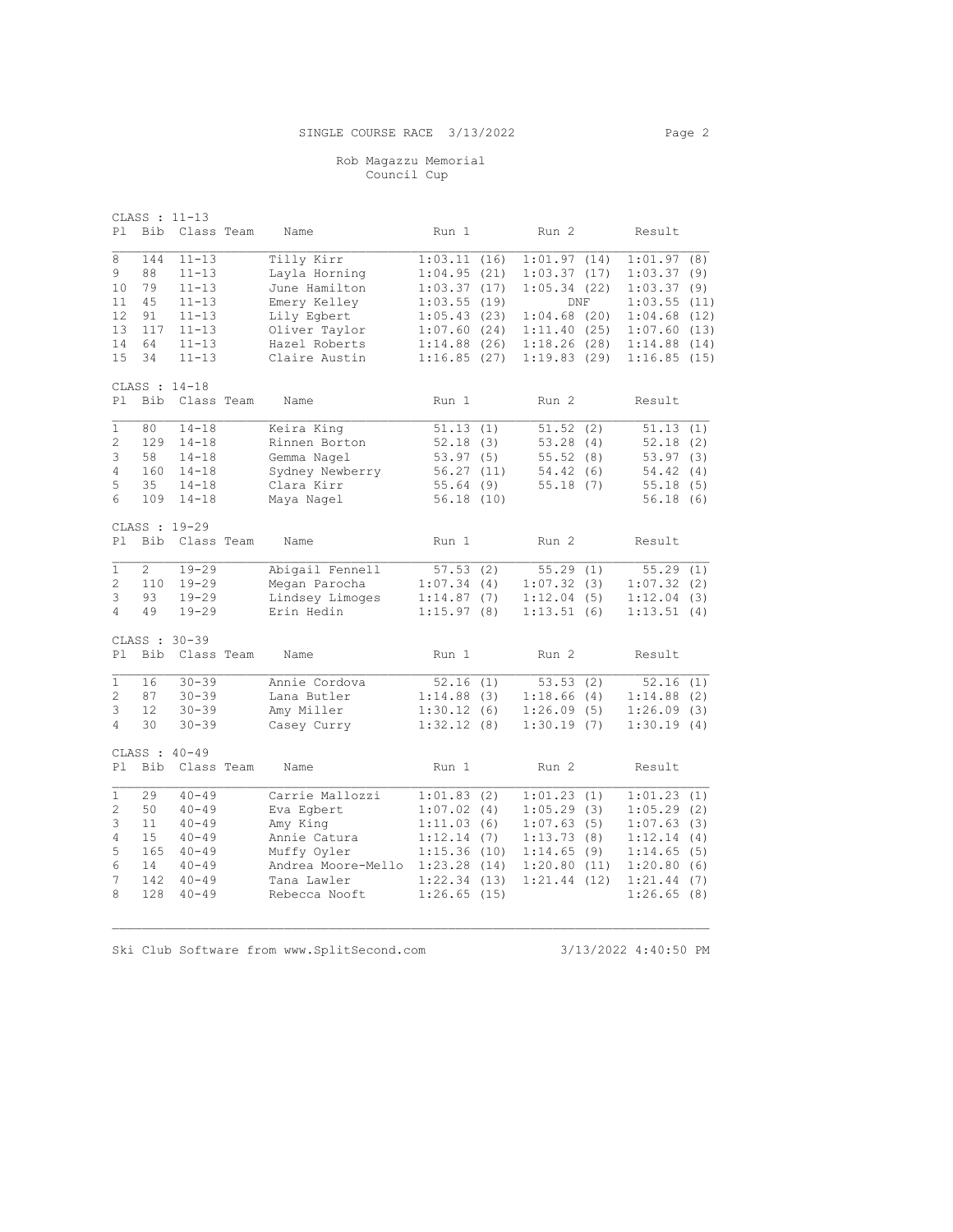SINGLE COURSE RACE 3/13/2022

Rob Magazzu Memorial
Council Cup

CLASS : 11-13

| Pl | Bib | Class | Team | Name | Run 1 | Run 2 | Result |
|---|---|---|---|---|---|---|---|
| 8 | 144 | 11-13 | | Tilly Kirr | 1:03.11 (16) | 1:01.97 (14) | 1:01.97 (8) |
| 9 | 88 | 11-13 | | Layla Horning | 1:04.95 (21) | 1:03.37 (17) | 1:03.37 (9) |
| 10 | 79 | 11-13 | | June Hamilton | 1:03.37 (17) | 1:05.34 (22) | 1:03.37 (9) |
| 11 | 45 | 11-13 | | Emery Kelley | 1:03.55 (19) | DNF | 1:03.55 (11) |
| 12 | 91 | 11-13 | | Lily Egbert | 1:05.43 (23) | 1:04.68 (20) | 1:04.68 (12) |
| 13 | 117 | 11-13 | | Oliver Taylor | 1:07.60 (24) | 1:11.40 (25) | 1:07.60 (13) |
| 14 | 64 | 11-13 | | Hazel Roberts | 1:14.88 (26) | 1:18.26 (28) | 1:14.88 (14) |
| 15 | 34 | 11-13 | | Claire Austin | 1:16.85 (27) | 1:19.83 (29) | 1:16.85 (15) |

CLASS : 14-18

| Pl | Bib | Class | Team | Name | Run 1 | Run 2 | Result |
|---|---|---|---|---|---|---|---|
| 1 | 80 | 14-18 | | Keira King | 51.13 (1) | 51.52 (2) | 51.13 (1) |
| 2 | 129 | 14-18 | | Rinnen Borton | 52.18 (3) | 53.28 (4) | 52.18 (2) |
| 3 | 58 | 14-18 | | Gemma Nagel | 53.97 (5) | 55.52 (8) | 53.97 (3) |
| 4 | 160 | 14-18 | | Sydney Newberry | 56.27 (11) | 54.42 (6) | 54.42 (4) |
| 5 | 35 | 14-18 | | Clara Kirr | 55.64 (9) | 55.18 (7) | 55.18 (5) |
| 6 | 109 | 14-18 | | Maya Nagel | 56.18 (10) | | 56.18 (6) |

CLASS : 19-29

| Pl | Bib | Class | Team | Name | Run 1 | Run 2 | Result |
|---|---|---|---|---|---|---|---|
| 1 | 2 | 19-29 | | Abigail Fennell | 57.53 (2) | 55.29 (1) | 55.29 (1) |
| 2 | 110 | 19-29 | | Megan Parocha | 1:07.34 (4) | 1:07.32 (3) | 1:07.32 (2) |
| 3 | 93 | 19-29 | | Lindsey Limoges | 1:14.87 (7) | 1:12.04 (5) | 1:12.04 (3) |
| 4 | 49 | 19-29 | | Erin Hedin | 1:15.97 (8) | 1:13.51 (6) | 1:13.51 (4) |

CLASS : 30-39

| Pl | Bib | Class | Team | Name | Run 1 | Run 2 | Result |
|---|---|---|---|---|---|---|---|
| 1 | 16 | 30-39 | | Annie Cordova | 52.16 (1) | 53.53 (2) | 52.16 (1) |
| 2 | 87 | 30-39 | | Lana Butler | 1:14.88 (3) | 1:18.66 (4) | 1:14.88 (2) |
| 3 | 12 | 30-39 | | Amy Miller | 1:30.12 (6) | 1:26.09 (5) | 1:26.09 (3) |
| 4 | 30 | 30-39 | | Casey Curry | 1:32.12 (8) | 1:30.19 (7) | 1:30.19 (4) |

CLASS : 40-49

| Pl | Bib | Class | Team | Name | Run 1 | Run 2 | Result |
|---|---|---|---|---|---|---|---|
| 1 | 29 | 40-49 | | Carrie Mallozzi | 1:01.83 (2) | 1:01.23 (1) | 1:01.23 (1) |
| 2 | 50 | 40-49 | | Eva Egbert | 1:07.02 (4) | 1:05.29 (3) | 1:05.29 (2) |
| 3 | 11 | 40-49 | | Amy King | 1:11.03 (6) | 1:07.63 (5) | 1:07.63 (3) |
| 4 | 15 | 40-49 | | Annie Catura | 1:12.14 (7) | 1:13.73 (8) | 1:12.14 (4) |
| 5 | 165 | 40-49 | | Muffy Oyler | 1:15.36 (10) | 1:14.65 (9) | 1:14.65 (5) |
| 6 | 14 | 40-49 | | Andrea Moore-Mello | 1:23.28 (14) | 1:20.80 (11) | 1:20.80 (6) |
| 7 | 142 | 40-49 | | Tana Lawler | 1:22.34 (13) | 1:21.44 (12) | 1:21.44 (7) |
| 8 | 128 | 40-49 | | Rebecca Nooft | 1:26.65 (15) | | 1:26.65 (8) |

Ski Club Software from www.SplitSecond.com 3/13/2022 4:40:50 PM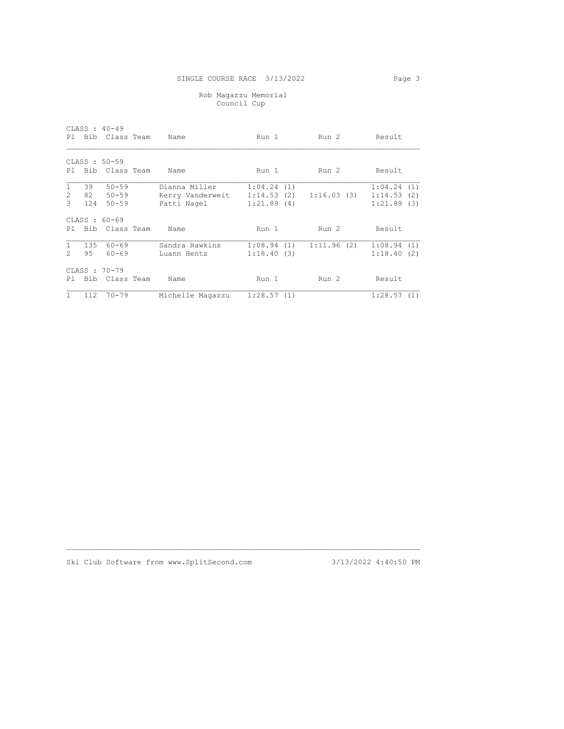SINGLE COURSE RACE 3/13/2022

Rob Magazzu Memorial
Council Cup

CLASS : 40-49

| Pl | Bib | Class | Team | Name | Run 1 | Run 2 | Result |
|---|---|---|---|---|---|---|---|

CLASS : 50-59

| Pl | Bib | Class | Team | Name | Run 1 | Run 2 | Result |
|---|---|---|---|---|---|---|---|
| 1 | 39 | 50-59 | | Dianna Miller | 1:04.24 (1) | | 1:04.24 (1) |
| 2 | 82 | 50-59 | | Kerry Vanderweit | 1:14.53 (2) | 1:16.03 (3) | 1:14.53 (2) |
| 3 | 124 | 50-59 | | Patti Nagel | 1:21.89 (4) | | 1:21.89 (3) |

CLASS : 60-69

| Pl | Bib | Class | Team | Name | Run 1 | Run 2 | Result |
|---|---|---|---|---|---|---|---|
| 1 | 135 | 60-69 | | Sandra Hawkins | 1:08.94 (1) | 1:11.96 (2) | 1:08.94 (1) |
| 2 | 95 | 60-69 | | Luann Hentz | 1:18.40 (3) | | 1:18.40 (2) |

CLASS : 70-79

| Pl | Bib | Class | Team | Name | Run 1 | Run 2 | Result |
|---|---|---|---|---|---|---|---|
| 1 | 112 | 70-79 | | Michelle Magazzu | 1:28.57 (1) | | 1:28.57 (1) |

Ski Club Software from www.SplitSecond.com 3/13/2022 4:40:50 PM